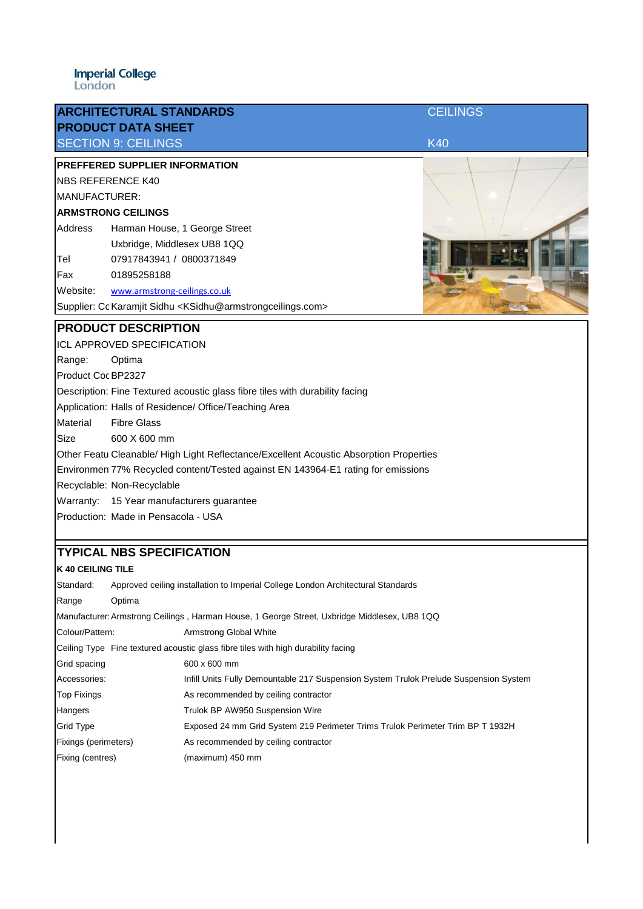Imperial College
London

# ARCHITECTURAL STANDARDS

## PRODUCT DATA SHEET

SECTION 9: CEILINGS

CEILINGS

K40

**PREFFERED SUPPLIER INFORMATION**

NBS REFERENCE K40

MANUFACTURER:

**ARMSTRONG CEILINGS**

| | |
|---|---|
| Address | Harman House, 1 George Street |
| | Uxbridge, Middlesex UB8 1QQ |
| Tel | 07917843941 / 0800371849 |
| Fax | 01895258188 |
| Website: | www.armstrong-ceilings.co.uk |

Supplier: Cc Karamjit Sidhu <KSidhu@armstrongceilings.com>

## PRODUCT DESCRIPTION

ICL APPROVED SPECIFICATION

| | |
|---|---|
| Range: | Optima |
| Product Coc | BP2327 |
| Description: | Fine Textured acoustic glass fibre tiles with durability facing |
| Application: | Halls of Residence/ Office/Teaching Area |
| Material | Fibre Glass |
| Size | 600 X 600 mm |
| Other Featu | Cleanable/ High Light Reflectance/Excellent Acoustic Absorption Properties |
| Environmen | 77% Recycled content/Tested against EN 143964-E1 rating for emissions |
| Recyclable: | Non-Recyclable |
| Warranty: | 15 Year manufacturers guarantee |
| Production: | Made in Pensacola - USA |

## TYPICAL NBS SPECIFICATION

**K 40 CEILING TILE**

| | |
|---|---|
| Standard: | Approved ceiling installation to Imperial College London Architectural Standards |
| Range | Optima |
| Manufacturer: | Armstrong Ceilings , Harman House, 1 George Street, Uxbridge Middlesex, UB8 1QQ |
| Colour/Pattern: | Armstrong Global White |
| Ceiling Type | Fine textured acoustic glass fibre tiles with high durability facing |
| Grid spacing | 600 x 600 mm |
| Accessories: | Infill Units Fully Demountable 217 Suspension System Trulok Prelude Suspension System |
| Top Fixings | As recommended by ceiling contractor |
| Hangers | Trulok BP AW950 Suspension Wire |
| Grid Type | Exposed 24 mm Grid System 219 Perimeter Trims Trulok Perimeter Trim BP T 1932H |
| Fixings (perimeters) | As recommended by ceiling contractor |
| Fixing (centres) | (maximum) 450 mm |